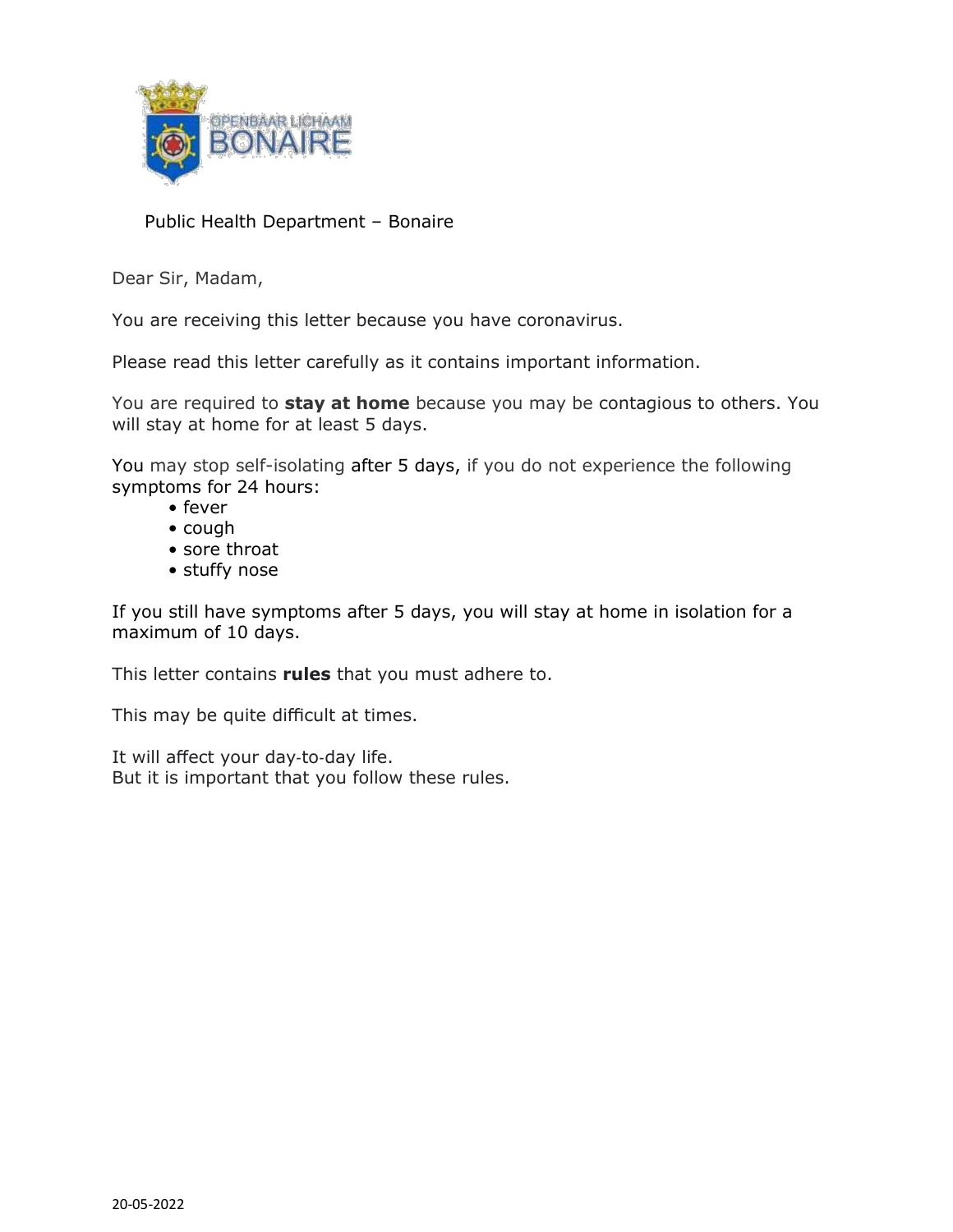OPENBAAR LICHAAM BONAIRE

Public Health Department – Bonaire

Dear Sir, Madam,

You are receiving this letter because you have coronavirus.

Please read this letter carefully as it contains important information.

You are required to **stay at home** because you may be contagious to others. You will stay at home for at least 5 days.

You may stop self-isolating after 5 days, if you do not experience the following symptoms for 24 hours:

- fever
- cough
- sore throat
- stuffy nose

If you still have symptoms after 5 days, you will stay at home in isolation for a maximum of 10 days.

This letter contains **rules** that you must adhere to.

This may be quite difficult at times.

It will affect your day-to-day life.
But it is important that you follow these rules.

20-05-2022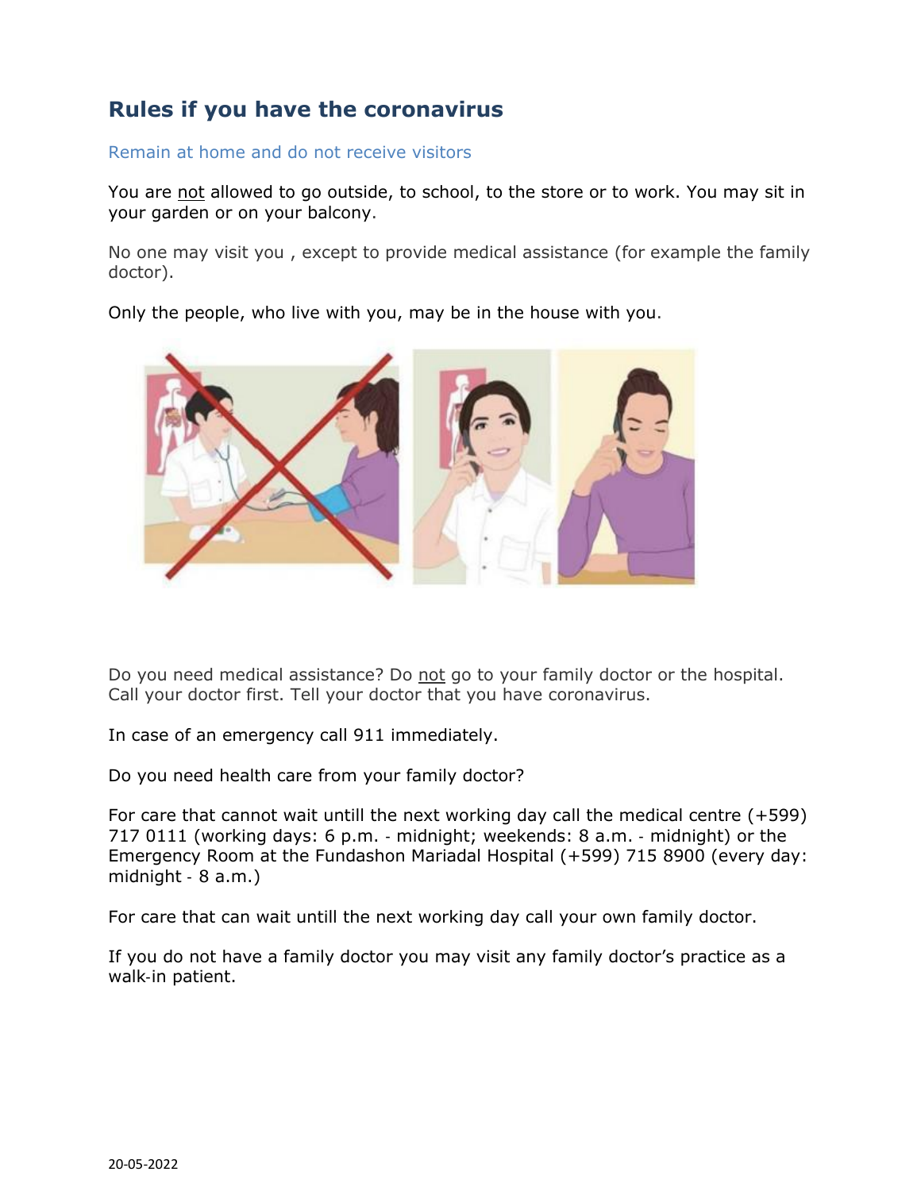## Rules if you have the coronavirus

### Remain at home and do not receive visitors

You are <u>not</u> allowed to go outside, to school, to the store or to work. You may sit in your garden or on your balcony.

No one may visit you , except to provide medical assistance (for example the family doctor).

Only the people, who live with you, may be in the house with you.

Do you need medical assistance? Do <u>not</u> go to your family doctor or the hospital. Call your doctor first. Tell your doctor that you have coronavirus.

In case of an emergency call 911 immediately.

Do you need health care from your family doctor?

For care that cannot wait untill the next working day call the medical centre (+599) 717 0111 (working days: 6 p.m. - midnight; weekends: 8 a.m. - midnight) or the Emergency Room at the Fundashon Mariadal Hospital (+599) 715 8900 (every day: midnight - 8 a.m.)

For care that can wait untill the next working day call your own family doctor.

If you do not have a family doctor you may visit any family doctor's practice as a walk-in patient.

20-05-2022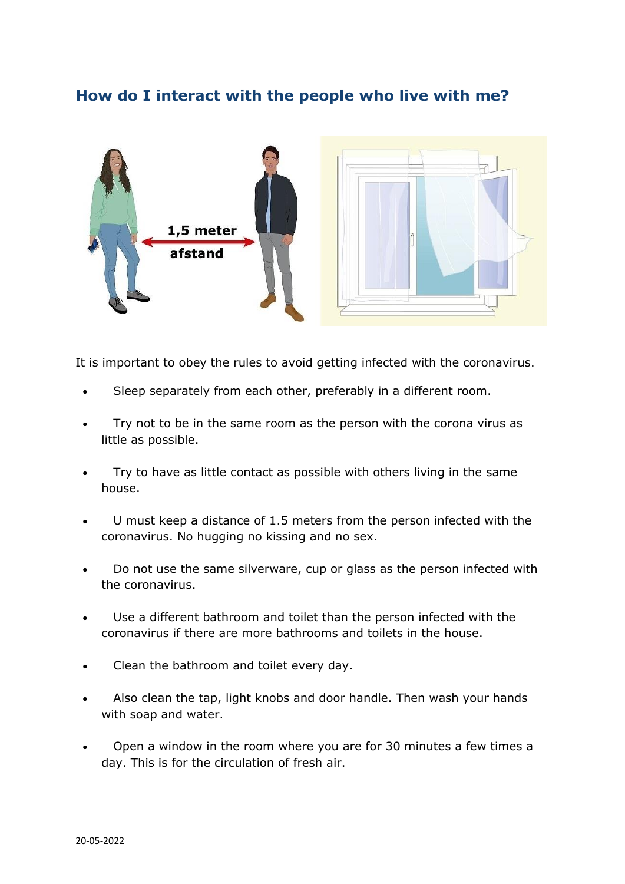## How do I interact with the people who live with me?

It is important to obey the rules to avoid getting infected with the coronavirus.

- Sleep separately from each other, preferably in a different room.
- Try not to be in the same room as the person with the corona virus as little as possible.
- Try to have as little contact as possible with others living in the same house.
- U must keep a distance of 1.5 meters from the person infected with the coronavirus. No hugging no kissing and no sex.
- Do not use the same silverware, cup or glass as the person infected with the coronavirus.
- Use a different bathroom and toilet than the person infected with the coronavirus if there are more bathrooms and toilets in the house.
- Clean the bathroom and toilet every day.
- Also clean the tap, light knobs and door handle. Then wash your hands with soap and water.
- Open a window in the room where you are for 30 minutes a few times a day. This is for the circulation of fresh air.

20-05-2022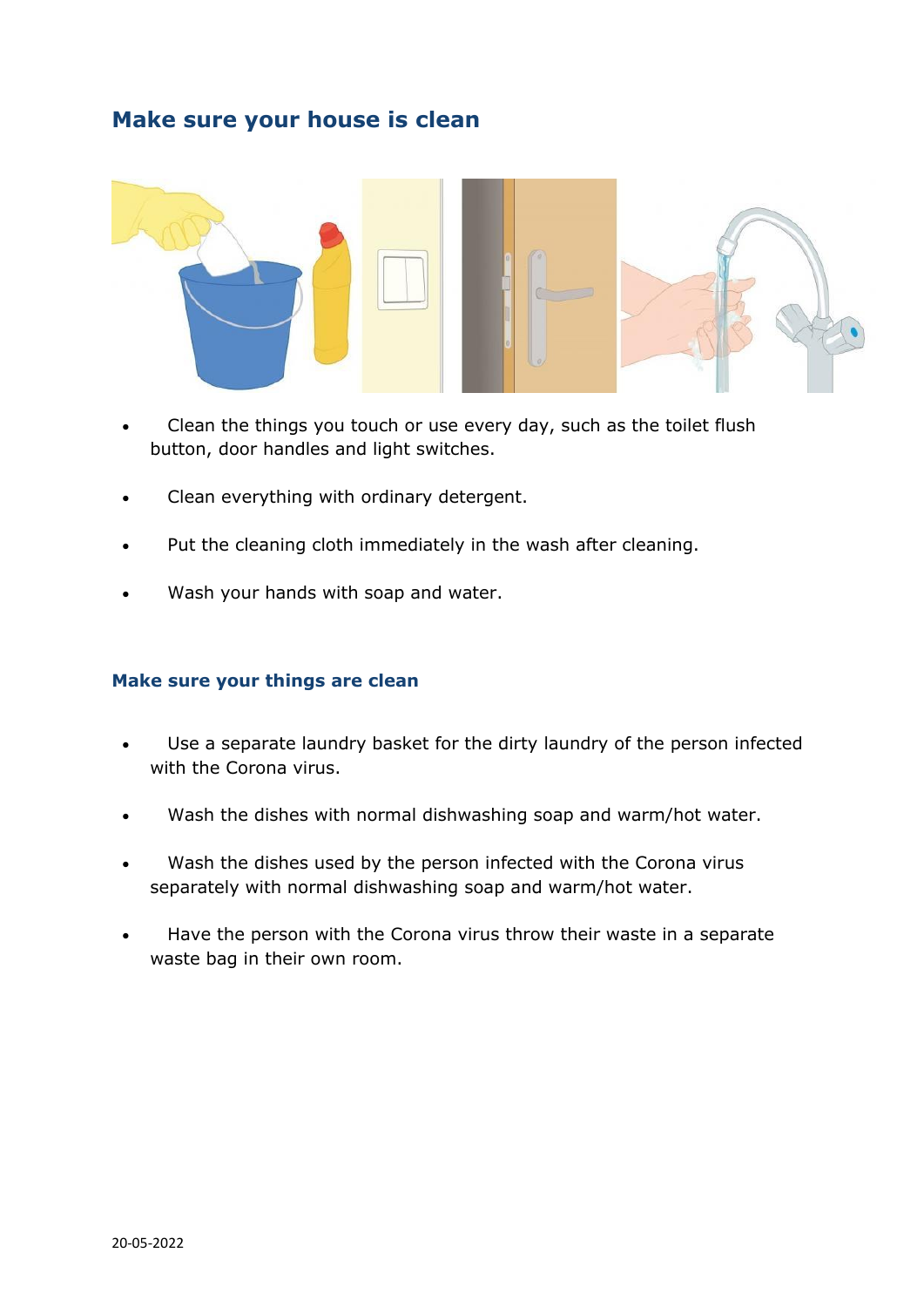## Make sure your house is clean

- Clean the things you touch or use every day, such as the toilet flush button, door handles and light switches.
- Clean everything with ordinary detergent.
- Put the cleaning cloth immediately in the wash after cleaning.
- Wash your hands with soap and water.

### Make sure your things are clean

- Use a separate laundry basket for the dirty laundry of the person infected with the Corona virus.
- Wash the dishes with normal dishwashing soap and warm/hot water.
- Wash the dishes used by the person infected with the Corona virus separately with normal dishwashing soap and warm/hot water.
- Have the person with the Corona virus throw their waste in a separate waste bag in their own room.

20-05-2022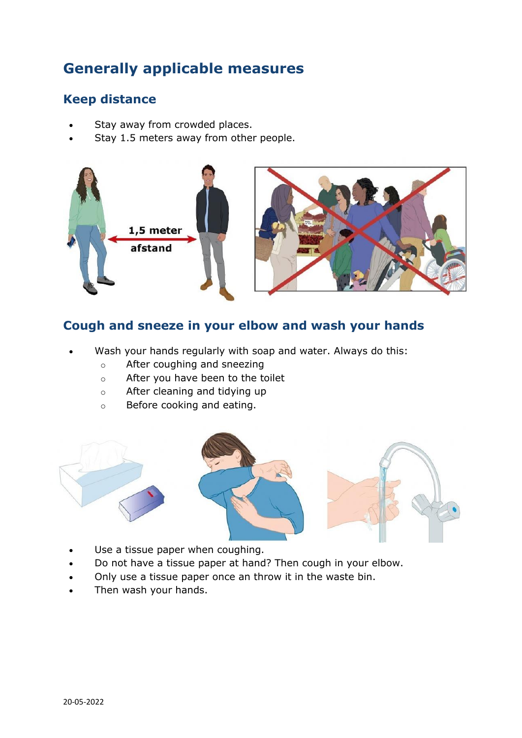# Generally applicable measures

## Keep distance

- Stay away from crowded places.
- Stay 1.5 meters away from other people.

1,5 meter
afstand

## Cough and sneeze in your elbow and wash your hands

- Wash your hands regularly with soap and water. Always do this:
  - After coughing and sneezing
  - After you have been to the toilet
  - After cleaning and tidying up
  - Before cooking and eating.

- Use a tissue paper when coughing.
- Do not have a tissue paper at hand? Then cough in your elbow.
- Only use a tissue paper once an throw it in the waste bin.
- Then wash your hands.

20-05-2022